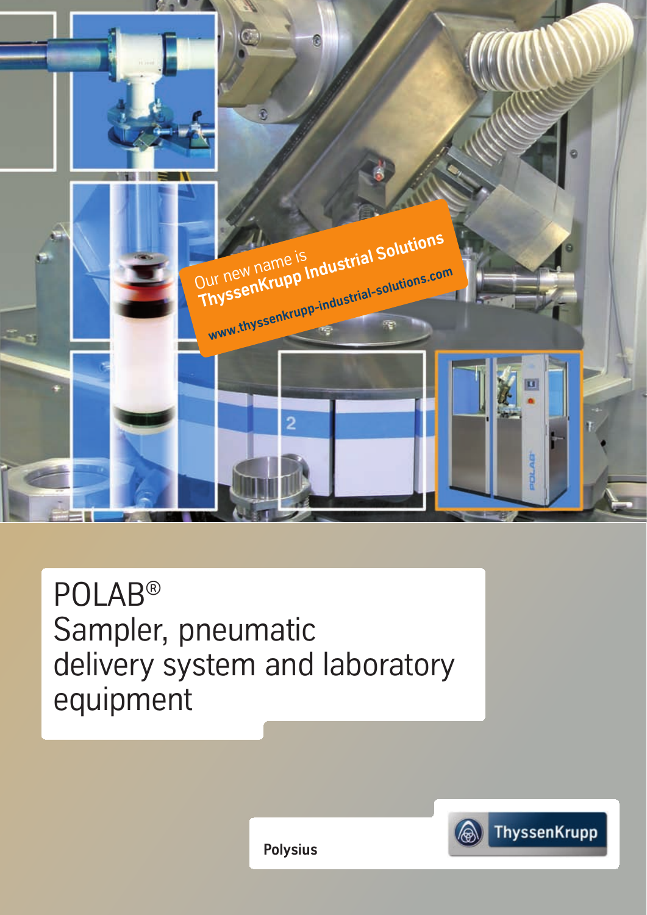Our new name is
**ThyssenKrupp Industrial Solutions**
**www.thyssenkrupp-industrial-solutions.com**

# POLAB®
# Sampler, pneumatic delivery system and laboratory equipment

**Polysius**

ThyssenKrupp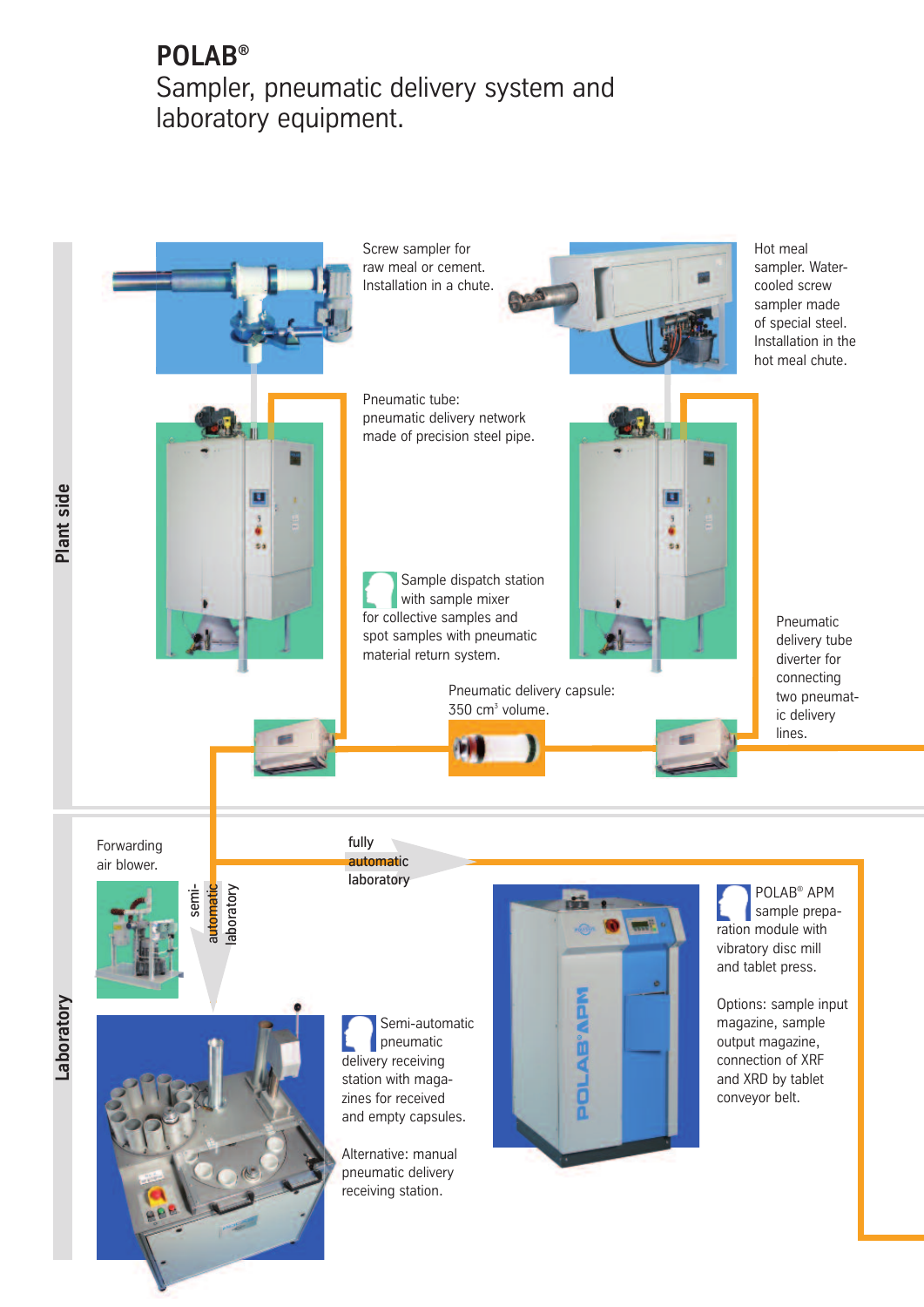# POLAB®

Sampler, pneumatic delivery system and laboratory equipment.

## Plant side

Screw sampler for raw meal or cement. Installation in a chute.

Hot meal sampler. Water-cooled screw sampler made of special steel. Installation in the hot meal chute.

Pneumatic tube: pneumatic delivery network made of precision steel pipe.

Sample dispatch station with sample mixer for collective samples and spot samples with pneumatic material return system.

Pneumatic delivery capsule: 350 cm³ volume.

Pneumatic delivery tube diverter for connecting two pneumatic delivery lines.

## Laboratory

Forwarding air blower.

semi-automatic laboratory

fully automatic laboratory

Semi-automatic pneumatic delivery receiving station with magazines for received and empty capsules.

Alternative: manual pneumatic delivery receiving station.

POLAB® APM sample preparation module with vibratory disc mill and tablet press.

Options: sample input magazine, sample output magazine, connection of XRF and XRD by tablet conveyor belt.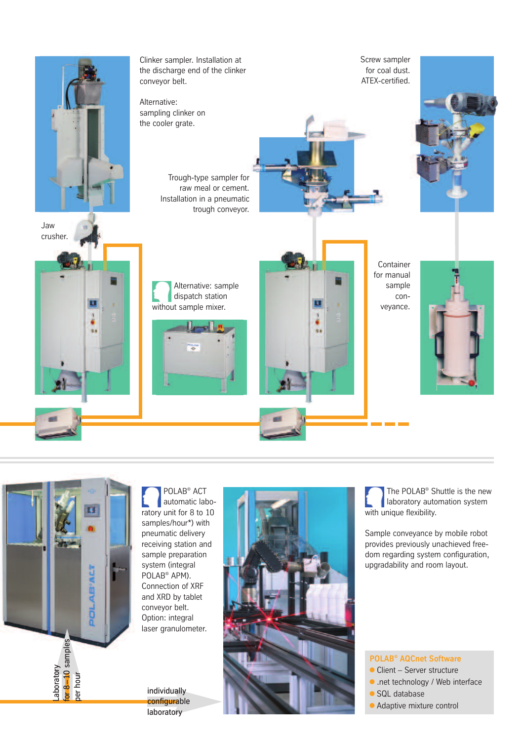Clinker sampler. Installation at the discharge end of the clinker conveyor belt.

Alternative: sampling clinker on the cooler grate.

Screw sampler for coal dust. ATEX-certified.

Trough-type sampler for raw meal or cement. Installation in a pneumatic trough conveyor.

Jaw crusher.

Alternative: sample dispatch station without sample mixer.

Container for manual sample conveyance.

POLAB® ACT automatic laboratory unit for 8 to 10 samples/hour*) with pneumatic delivery receiving station and sample preparation system (integral POLAB® APM). Connection of XRF and XRD by tablet conveyor belt. Option: integral laser granulometer.

The POLAB® Shuttle is the new laboratory automation system with unique flexibility.

Sample conveyance by mobile robot provides previously unachieved freedom regarding system configuration, upgradability and room layout.

Laboratory for 8–10 samples per hour

individually configurable laboratory

**POLAB® AQCnet Software**

- Client – Server structure
- .net technology / Web interface
- SQL database
- Adaptive mixture control